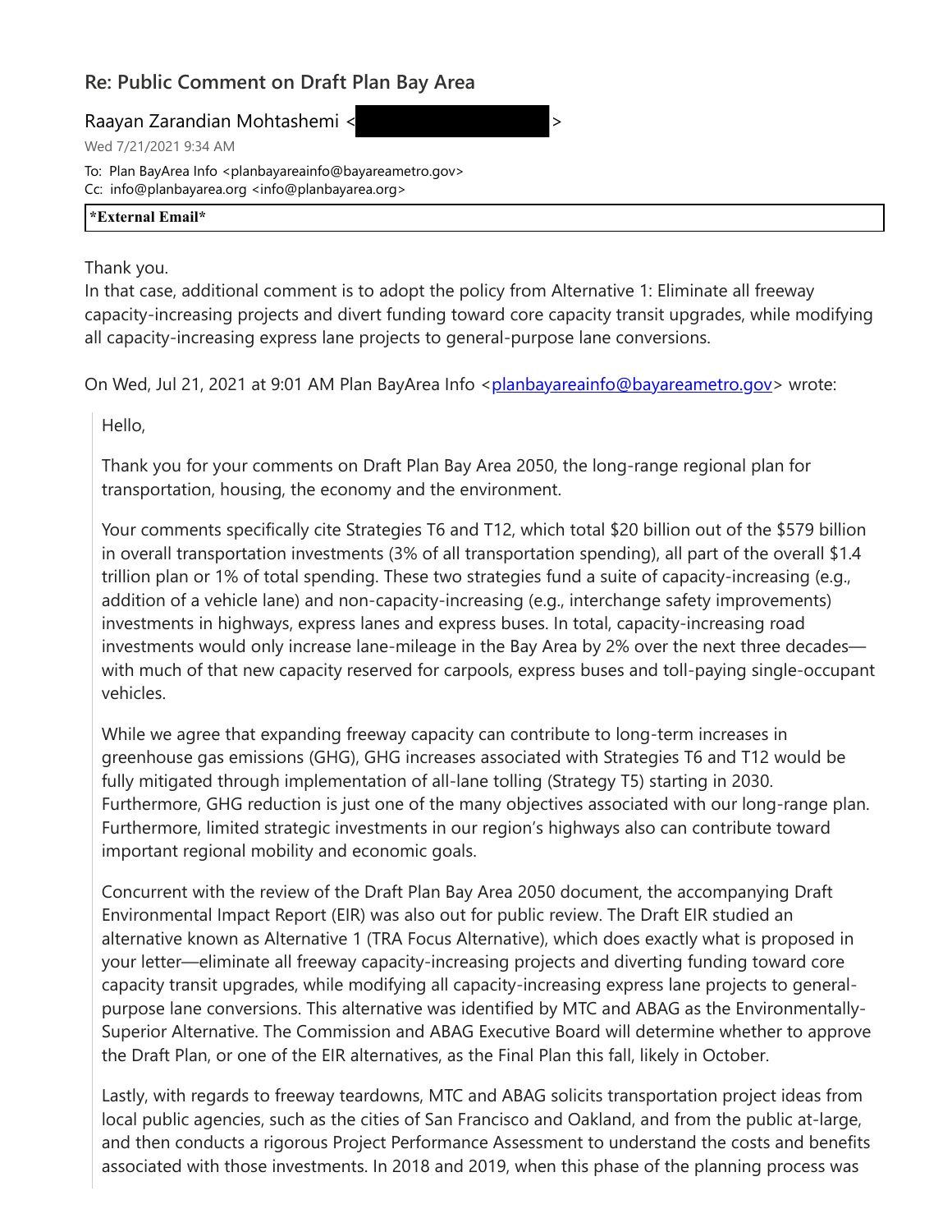## Re: Public Comment on Draft Plan Bay Area

Raayan Zarandian Mohtashemi < >

Wed 7/21/2021 9:34 AM

To: Plan BayArea Info <planbayareainfo@bayareametro.gov>
Cc: info@planbayarea.org <info@planbayarea.org>

**\*External Email\***

Thank you.
In that case, additional comment is to adopt the policy from Alternative 1: Eliminate all freeway capacity-increasing projects and divert funding toward core capacity transit upgrades, while modifying all capacity-increasing express lane projects to general-purpose lane conversions.

On Wed, Jul 21, 2021 at 9:01 AM Plan BayArea Info <planbayareainfo@bayareametro.gov> wrote:

> Hello,
>
> Thank you for your comments on Draft Plan Bay Area 2050, the long-range regional plan for transportation, housing, the economy and the environment.
>
> Your comments specifically cite Strategies T6 and T12, which total $20 billion out of the $579 billion in overall transportation investments (3% of all transportation spending), all part of the overall $1.4 trillion plan or 1% of total spending. These two strategies fund a suite of capacity-increasing (e.g., addition of a vehicle lane) and non-capacity-increasing (e.g., interchange safety improvements) investments in highways, express lanes and express buses. In total, capacity-increasing road investments would only increase lane-mileage in the Bay Area by 2% over the next three decades—with much of that new capacity reserved for carpools, express buses and toll-paying single-occupant vehicles.
>
> While we agree that expanding freeway capacity can contribute to long-term increases in greenhouse gas emissions (GHG), GHG increases associated with Strategies T6 and T12 would be fully mitigated through implementation of all-lane tolling (Strategy T5) starting in 2030. Furthermore, GHG reduction is just one of the many objectives associated with our long-range plan. Furthermore, limited strategic investments in our region's highways also can contribute toward important regional mobility and economic goals.
>
> Concurrent with the review of the Draft Plan Bay Area 2050 document, the accompanying Draft Environmental Impact Report (EIR) was also out for public review. The Draft EIR studied an alternative known as Alternative 1 (TRA Focus Alternative), which does exactly what is proposed in your letter—eliminate all freeway capacity-increasing projects and diverting funding toward core capacity transit upgrades, while modifying all capacity-increasing express lane projects to general-purpose lane conversions. This alternative was identified by MTC and ABAG as the Environmentally-Superior Alternative. The Commission and ABAG Executive Board will determine whether to approve the Draft Plan, or one of the EIR alternatives, as the Final Plan this fall, likely in October.
>
> Lastly, with regards to freeway teardowns, MTC and ABAG solicits transportation project ideas from local public agencies, such as the cities of San Francisco and Oakland, and from the public at-large, and then conducts a rigorous Project Performance Assessment to understand the costs and benefits associated with those investments. In 2018 and 2019, when this phase of the planning process was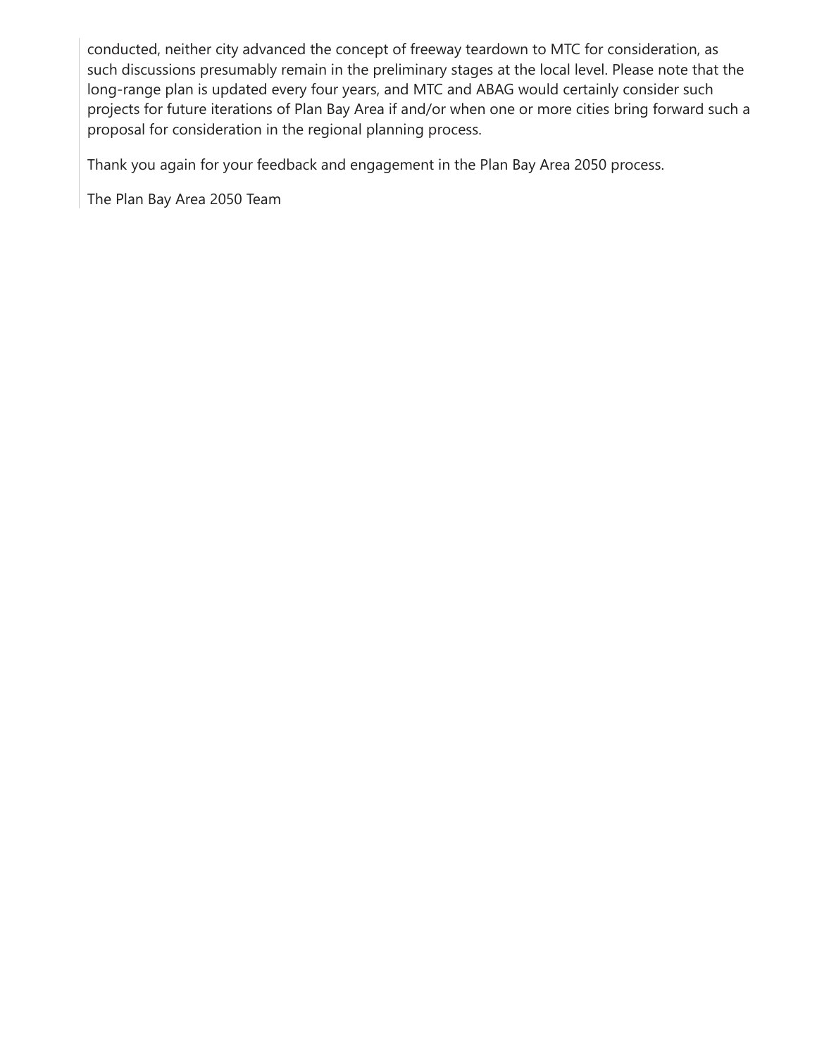conducted, neither city advanced the concept of freeway teardown to MTC for consideration, as such discussions presumably remain in the preliminary stages at the local level. Please note that the long-range plan is updated every four years, and MTC and ABAG would certainly consider such projects for future iterations of Plan Bay Area if and/or when one or more cities bring forward such a proposal for consideration in the regional planning process.

Thank you again for your feedback and engagement in the Plan Bay Area 2050 process.

The Plan Bay Area 2050 Team